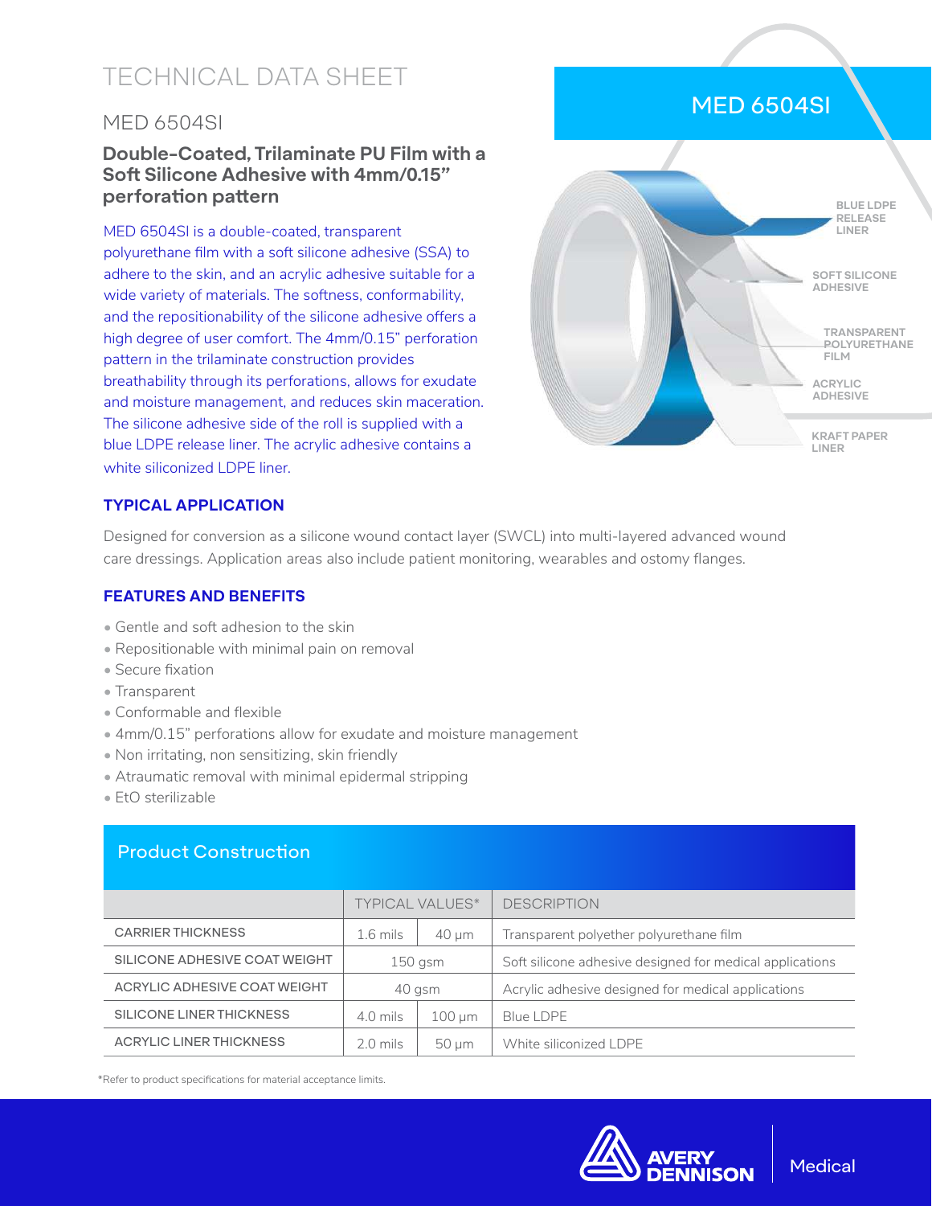# TECHNICAL DATA SHEET

## MED 6504SI

### Double-Coated, Trilaminate PU Film with a Soft Silicone Adhesive with 4mm/0.15" perforation pattern

MED 6504SI is a double-coated, transparent polyurethane film with a soft silicone adhesive (SSA) to adhere to the skin, and an acrylic adhesive suitable for a wide variety of materials. The softness, conformability, and the repositionability of the silicone adhesive offers a high degree of user comfort. The 4mm/0.15" perforation pattern in the trilaminate construction provides breathability through its perforations, allows for exudate and moisture management, and reduces skin maceration. The silicone adhesive side of the roll is supplied with a blue LDPE release liner. The acrylic adhesive contains a white siliconized LDPE liner.

MED 6504SI

BLUE LDPE RELEASE LINER

SOFT SILICONE ADHESIVE

TRANSPARENT POLYURETHANE FILM

ACRYLIC ADHESIVE

KRAFT PAPER LINER

### TYPICAL APPLICATION

Designed for conversion as a silicone wound contact layer (SWCL) into multi-layered advanced wound care dressings. Application areas also include patient monitoring, wearables and ostomy flanges.

### FEATURES AND BENEFITS

- Gentle and soft adhesion to the skin
- Repositionable with minimal pain on removal
- Secure fixation
- Transparent
- Conformable and flexible
- 4mm/0.15" perforations allow for exudate and moisture management
- Non irritating, non sensitizing, skin friendly
- Atraumatic removal with minimal epidermal stripping
- EtO sterilizable

### Product Construction

| | TYPICAL VALUES* | | DESCRIPTION |
|---|---|---|---|
| CARRIER THICKNESS | 1.6 mils | 40 µm | Transparent polyether polyurethane film |
| SILICONE ADHESIVE COAT WEIGHT | 150 gsm | | Soft silicone adhesive designed for medical applications |
| ACRYLIC ADHESIVE COAT WEIGHT | 40 gsm | | Acrylic adhesive designed for medical applications |
| SILICONE LINER THICKNESS | 4.0 mils | 100 µm | Blue LDPE |
| ACRYLIC LINER THICKNESS | 2.0 mils | 50 µm | White siliconized LDPE |

*Refer to product specifications for material acceptance limits.

AVERY DENNISON | Medical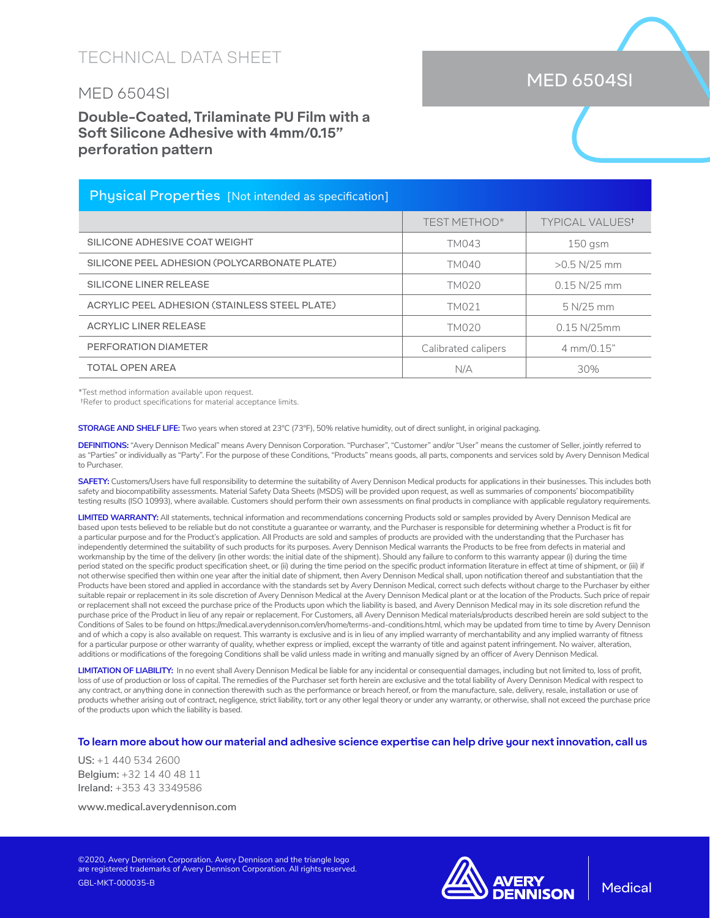# TECHNICAL DATA SHEET

## MED 6504SI

### Double-Coated, Trilaminate PU Film with a Soft Silicone Adhesive with 4mm/0.15" perforation pattern

MED 6504SI

## Physical Properties [Not intended as specification]

| | TEST METHOD* | TYPICAL VALUES† |
|---|---|---|
| SILICONE ADHESIVE COAT WEIGHT | TM043 | 150 gsm |
| SILICONE PEEL ADHESION (POLYCARBONATE PLATE) | TM040 | >0.5 N/25 mm |
| SILICONE LINER RELEASE | TM020 | 0.15 N/25 mm |
| ACRYLIC PEEL ADHESION (STAINLESS STEEL PLATE) | TM021 | 5 N/25 mm |
| ACRYLIC LINER RELEASE | TM020 | 0.15 N/25mm |
| PERFORATION DIAMETER | Calibrated calipers | 4 mm/0.15" |
| TOTAL OPEN AREA | N/A | 30% |

*Test method information available upon request.
†Refer to product specifications for material acceptance limits.

**STORAGE AND SHELF LIFE:** Two years when stored at 23°C (73°F), 50% relative humidity, out of direct sunlight, in original packaging.

**DEFINITIONS:** "Avery Dennison Medical" means Avery Dennison Corporation. "Purchaser", "Customer" and/or "User" means the customer of Seller, jointly referred to as "Parties" or individually as "Party". For the purpose of these Conditions, "Products" means goods, all parts, components and services sold by Avery Dennison Medical to Purchaser.

**SAFETY:** Customers/Users have full responsibility to determine the suitability of Avery Dennison Medical products for applications in their businesses. This includes both safety and biocompatibility assessments. Material Safety Data Sheets (MSDS) will be provided upon request, as well as summaries of components' biocompatibility testing results (ISO 10993), where available. Customers should perform their own assessments on final products in compliance with applicable regulatory requirements.

**LIMITED WARRANTY:** All statements, technical information and recommendations concerning Products sold or samples provided by Avery Dennison Medical are based upon tests believed to be reliable but do not constitute a guarantee or warranty, and the Purchaser is responsible for determining whether a Product is fit for a particular purpose and for the Product's application. All Products are sold and samples of products are provided with the understanding that the Purchaser has independently determined the suitability of such products for its purposes. Avery Dennison Medical warrants the Products to be free from defects in material and workmanship by the time of the delivery (in other words: the initial date of the shipment). Should any failure to conform to this warranty appear (i) during the time period stated on the specific product specification sheet, or (ii) during the time period on the specific product information literature in effect at time of shipment, or (iii) if not otherwise specified then within one year after the initial date of shipment, then Avery Dennison Medical shall, upon notification thereof and substantiation that the Products have been stored and applied in accordance with the standards set by Avery Dennison Medical, correct such defects without charge to the Purchaser by either suitable repair or replacement in its sole discretion of Avery Dennison Medical at the Avery Dennison Medical plant or at the location of the Products. Such price of repair or replacement shall not exceed the purchase price of the Products upon which the liability is based, and Avery Dennison Medical may in its sole discretion refund the purchase price of the Product in lieu of any repair or replacement. For Customers, all Avery Dennison Medical materials/products described herein are sold subject to the Conditions of Sales to be found on https://medical.averydennison.com/en/home/terms-and-conditions.html, which may be updated from time to time by Avery Dennison and of which a copy is also available on request. This warranty is exclusive and is in lieu of any implied warranty of merchantability and any implied warranty of fitness for a particular purpose or other warranty of quality, whether express or implied, except the warranty of title and against patent infringement. No waiver, alteration, additions or modifications of the foregoing Conditions shall be valid unless made in writing and manually signed by an officer of Avery Dennison Medical.

**LIMITATION OF LIABILITY:** In no event shall Avery Dennison Medical be liable for any incidental or consequential damages, including but not limited to, loss of profit, loss of use of production or loss of capital. The remedies of the Purchaser set forth herein are exclusive and the total liability of Avery Dennison Medical with respect to any contract, or anything done in connection therewith such as the performance or breach hereof, or from the manufacture, sale, delivery, resale, installation or use of products whether arising out of contract, negligence, strict liability, tort or any other legal theory or under any warranty, or otherwise, shall not exceed the purchase price of the products upon which the liability is based.

**To learn more about how our material and adhesive science expertise can help drive your next innovation, call us**

**US:** +1 440 534 2600
**Belgium:** +32 14 40 48 11
**Ireland:** +353 43 3349586

www.medical.averydennison.com

©2020, Avery Dennison Corporation. Avery Dennison and the triangle logo are registered trademarks of Avery Dennison Corporation. All rights reserved.

GBL-MKT-000035-B

AVERY DENNISON Medical